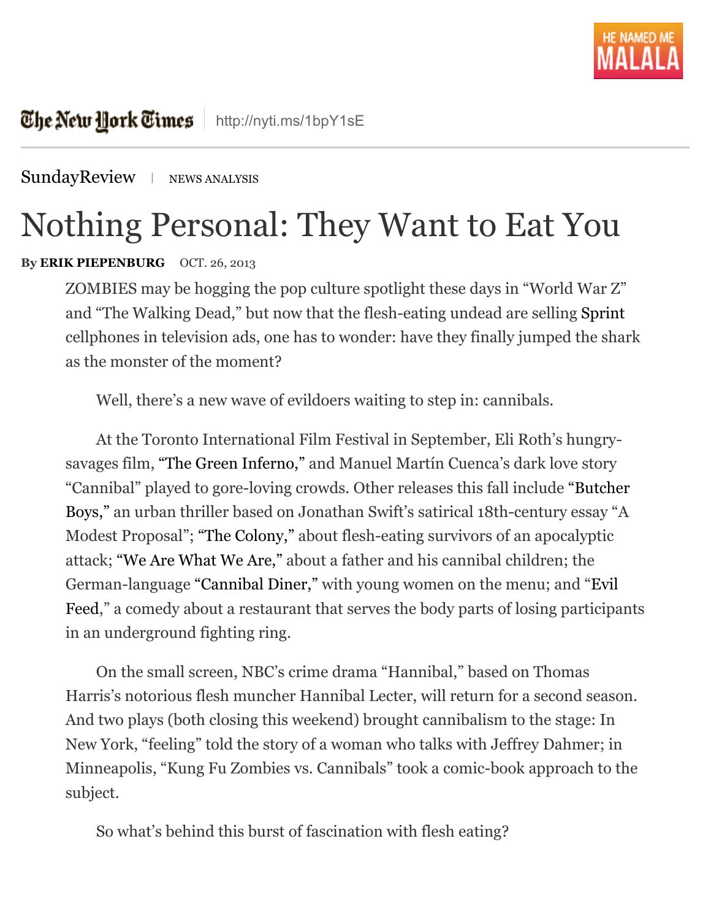The New York Times | http://nyti.ms/1bpY1sE

SundayReview | NEWS ANALYSIS

# Nothing Personal: They Want to Eat You

By **ERIK PIEPENBURG** OCT. 26, 2013

ZOMBIES may be hogging the pop culture spotlight these days in "World War Z" and "The Walking Dead," but now that the flesh-eating undead are selling Sprint cellphones in television ads, one has to wonder: have they finally jumped the shark as the monster of the moment?

Well, there's a new wave of evildoers waiting to step in: cannibals.

At the Toronto International Film Festival in September, Eli Roth's hungry-savages film, "The Green Inferno," and Manuel Martín Cuenca's dark love story "Cannibal" played to gore-loving crowds. Other releases this fall include "Butcher Boys," an urban thriller based on Jonathan Swift's satirical 18th-century essay "A Modest Proposal"; "The Colony," about flesh-eating survivors of an apocalyptic attack; "We Are What We Are," about a father and his cannibal children; the German-language "Cannibal Diner," with young women on the menu; and "Evil Feed," a comedy about a restaurant that serves the body parts of losing participants in an underground fighting ring.

On the small screen, NBC's crime drama "Hannibal," based on Thomas Harris's notorious flesh muncher Hannibal Lecter, will return for a second season. And two plays (both closing this weekend) brought cannibalism to the stage: In New York, "feeling" told the story of a woman who talks with Jeffrey Dahmer; in Minneapolis, "Kung Fu Zombies vs. Cannibals" took a comic-book approach to the subject.

So what's behind this burst of fascination with flesh eating?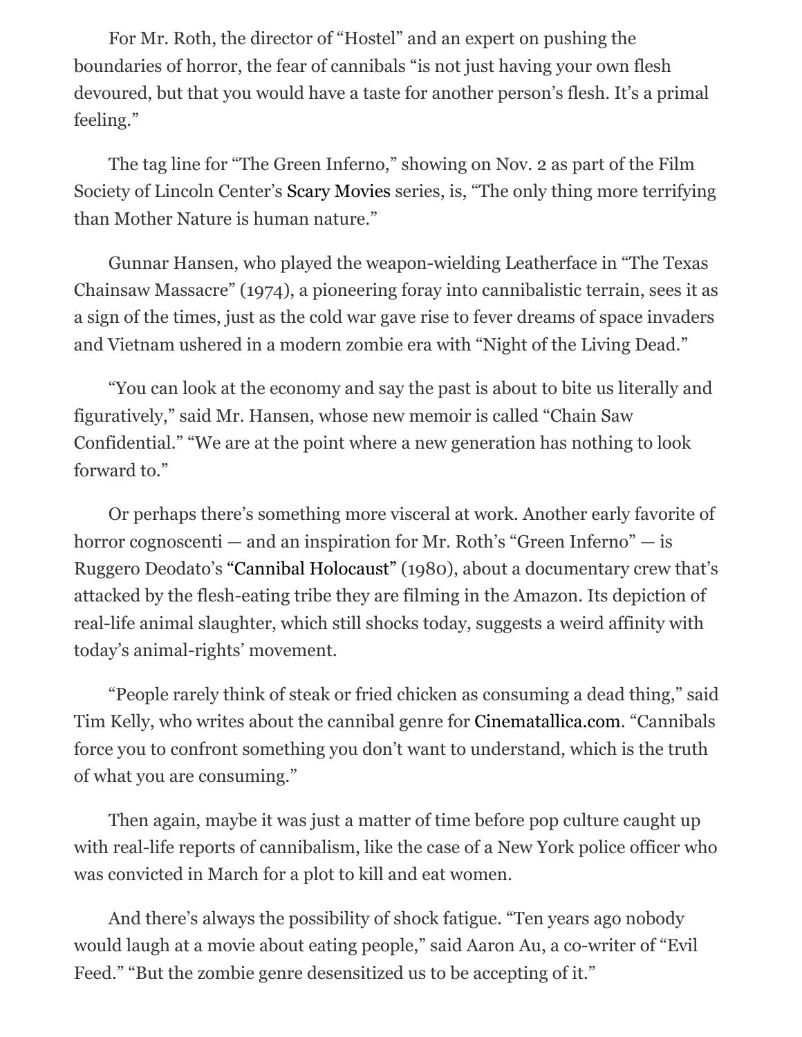For Mr. Roth, the director of "Hostel" and an expert on pushing the boundaries of horror, the fear of cannibals "is not just having your own flesh devoured, but that you would have a taste for another person's flesh. It's a primal feeling."

The tag line for "The Green Inferno," showing on Nov. 2 as part of the Film Society of Lincoln Center's Scary Movies series, is, "The only thing more terrifying than Mother Nature is human nature."

Gunnar Hansen, who played the weapon-wielding Leatherface in "The Texas Chainsaw Massacre" (1974), a pioneering foray into cannibalistic terrain, sees it as a sign of the times, just as the cold war gave rise to fever dreams of space invaders and Vietnam ushered in a modern zombie era with "Night of the Living Dead."

"You can look at the economy and say the past is about to bite us literally and figuratively," said Mr. Hansen, whose new memoir is called "Chain Saw Confidential." "We are at the point where a new generation has nothing to look forward to."

Or perhaps there's something more visceral at work. Another early favorite of horror cognoscenti — and an inspiration for Mr. Roth's "Green Inferno" — is Ruggero Deodato's "Cannibal Holocaust" (1980), about a documentary crew that's attacked by the flesh-eating tribe they are filming in the Amazon. Its depiction of real-life animal slaughter, which still shocks today, suggests a weird affinity with today's animal-rights' movement.

"People rarely think of steak or fried chicken as consuming a dead thing," said Tim Kelly, who writes about the cannibal genre for Cinematallica.com. "Cannibals force you to confront something you don't want to understand, which is the truth of what you are consuming."

Then again, maybe it was just a matter of time before pop culture caught up with real-life reports of cannibalism, like the case of a New York police officer who was convicted in March for a plot to kill and eat women.

And there's always the possibility of shock fatigue. "Ten years ago nobody would laugh at a movie about eating people," said Aaron Au, a co-writer of "Evil Feed." "But the zombie genre desensitized us to be accepting of it."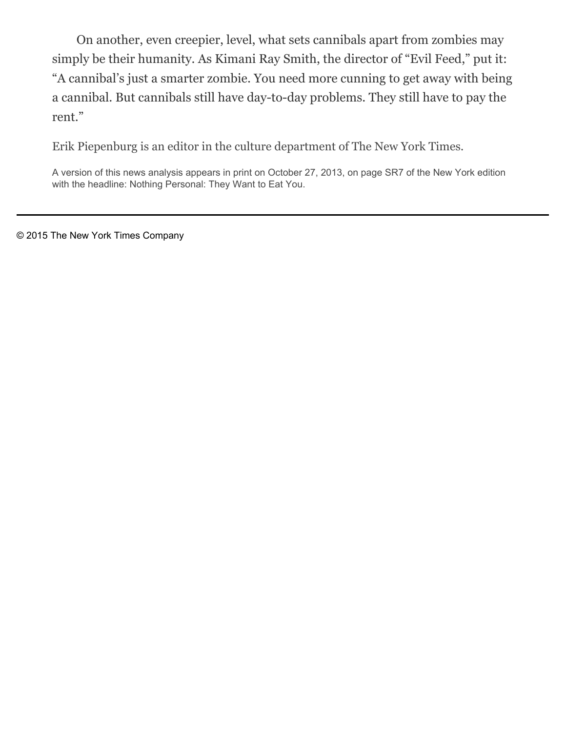On another, even creepier, level, what sets cannibals apart from zombies may simply be their humanity. As Kimani Ray Smith, the director of "Evil Feed," put it: "A cannibal's just a smarter zombie. You need more cunning to get away with being a cannibal. But cannibals still have day-to-day problems. They still have to pay the rent."

Erik Piepenburg is an editor in the culture department of The New York Times.

A version of this news analysis appears in print on October 27, 2013, on page SR7 of the New York edition with the headline: Nothing Personal: They Want to Eat You.

---

© 2015 The New York Times Company